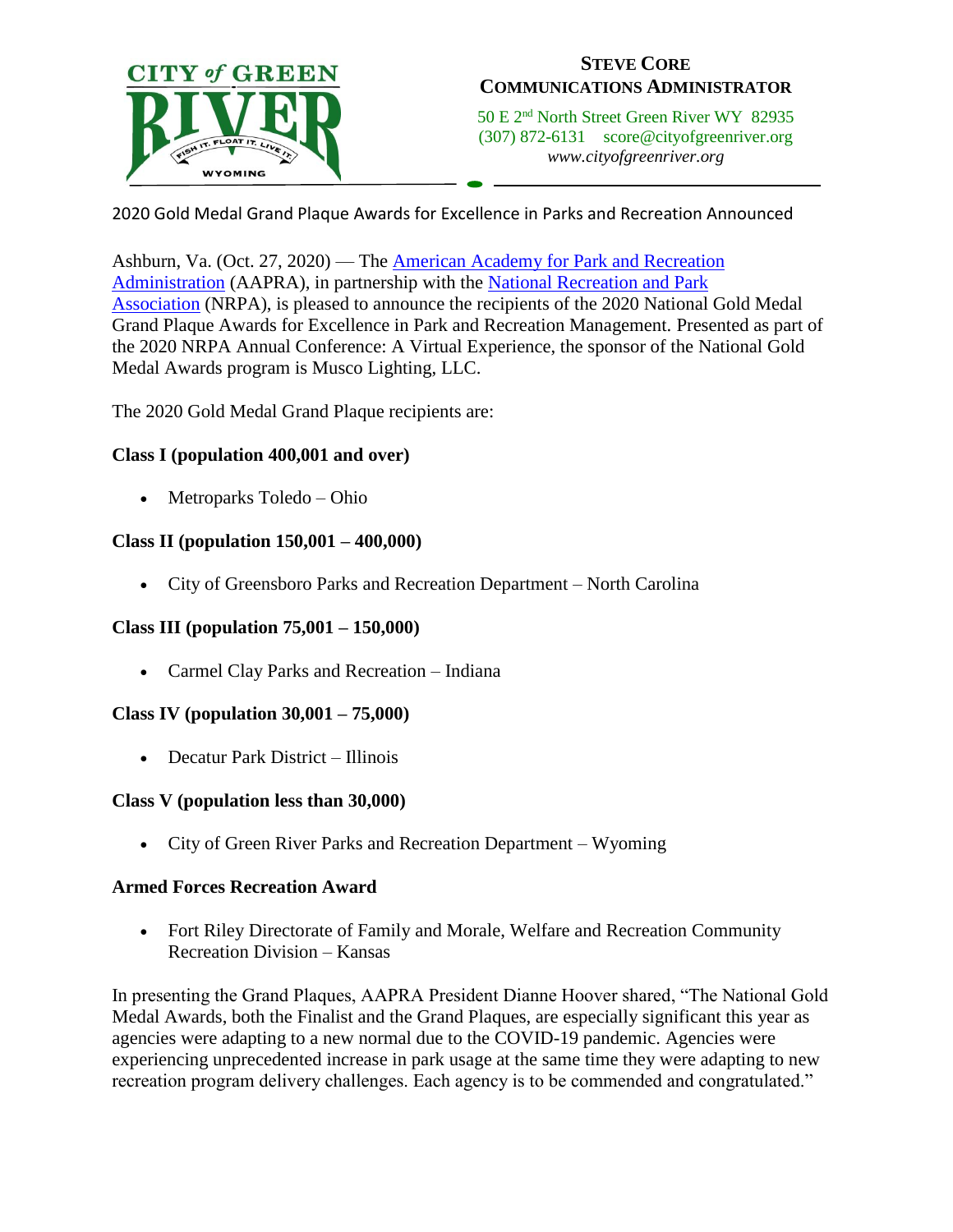CITY of GREEN RIVER
FISH IT. FLOAT IT. LIVE IT.
WYOMING

**STEVE CORE**
**COMMUNICATIONS ADMINISTRATOR**

50 E 2nd North Street Green River WY 82935
(307) 872-6131 score@cityofgreenriver.org
*www.cityofgreenriver.org*

2020 Gold Medal Grand Plaque Awards for Excellence in Parks and Recreation Announced

Ashburn, Va. (Oct. 27, 2020) — The American Academy for Park and Recreation Administration (AAPRA), in partnership with the National Recreation and Park Association (NRPA), is pleased to announce the recipients of the 2020 National Gold Medal Grand Plaque Awards for Excellence in Park and Recreation Management. Presented as part of the 2020 NRPA Annual Conference: A Virtual Experience, the sponsor of the National Gold Medal Awards program is Musco Lighting, LLC.

The 2020 Gold Medal Grand Plaque recipients are:

**Class I (population 400,001 and over)**

- Metroparks Toledo – Ohio

**Class II (population 150,001 – 400,000)**

- City of Greensboro Parks and Recreation Department – North Carolina

**Class III (population 75,001 – 150,000)**

- Carmel Clay Parks and Recreation – Indiana

**Class IV (population 30,001 – 75,000)**

- Decatur Park District – Illinois

**Class V (population less than 30,000)**

- City of Green River Parks and Recreation Department – Wyoming

**Armed Forces Recreation Award**

- Fort Riley Directorate of Family and Morale, Welfare and Recreation Community Recreation Division – Kansas

In presenting the Grand Plaques, AAPRA President Dianne Hoover shared, "The National Gold Medal Awards, both the Finalist and the Grand Plaques, are especially significant this year as agencies were adapting to a new normal due to the COVID-19 pandemic. Agencies were experiencing unprecedented increase in park usage at the same time they were adapting to new recreation program delivery challenges. Each agency is to be commended and congratulated."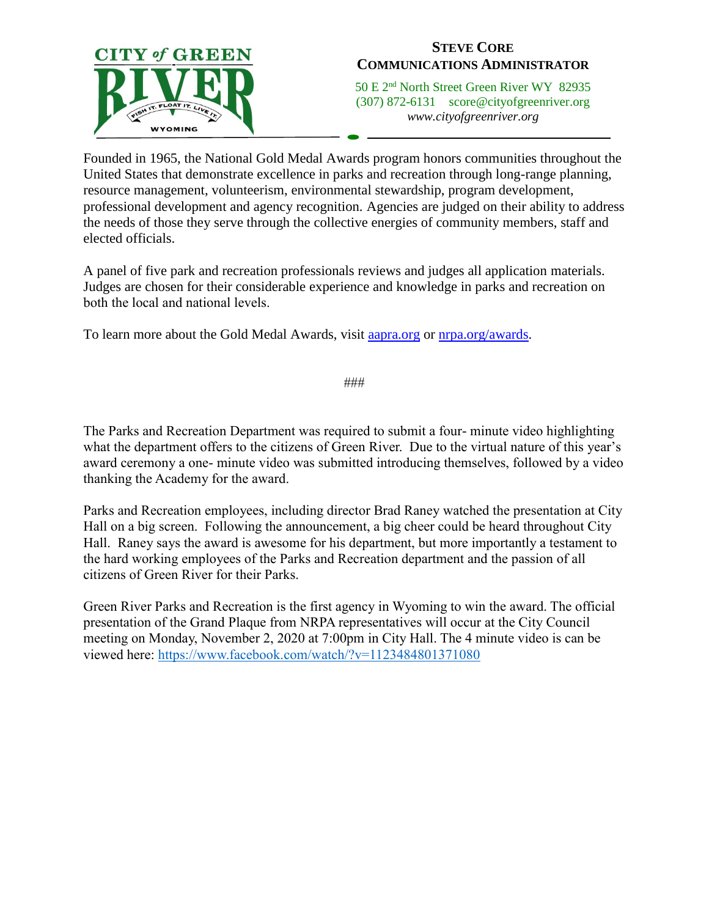**STEVE CORE**
**COMMUNICATIONS ADMINISTRATOR**

50 E 2nd North Street Green River WY 82935
(307) 872-6131 score@cityofgreenriver.org
*www.cityofgreenriver.org*

Founded in 1965, the National Gold Medal Awards program honors communities throughout the United States that demonstrate excellence in parks and recreation through long-range planning, resource management, volunteerism, environmental stewardship, program development, professional development and agency recognition. Agencies are judged on their ability to address the needs of those they serve through the collective energies of community members, staff and elected officials.

A panel of five park and recreation professionals reviews and judges all application materials. Judges are chosen for their considerable experience and knowledge in parks and recreation on both the local and national levels.

To learn more about the Gold Medal Awards, visit [aapra.org](aapra.org) or [nrpa.org/awards](nrpa.org/awards).

###

The Parks and Recreation Department was required to submit a four- minute video highlighting what the department offers to the citizens of Green River. Due to the virtual nature of this year's award ceremony a one- minute video was submitted introducing themselves, followed by a video thanking the Academy for the award.

Parks and Recreation employees, including director Brad Raney watched the presentation at City Hall on a big screen. Following the announcement, a big cheer could be heard throughout City Hall. Raney says the award is awesome for his department, but more importantly a testament to the hard working employees of the Parks and Recreation department and the passion of all citizens of Green River for their Parks.

Green River Parks and Recreation is the first agency in Wyoming to win the award. The official presentation of the Grand Plaque from NRPA representatives will occur at the City Council meeting on Monday, November 2, 2020 at 7:00pm in City Hall. The 4 minute video is can be viewed here: https://www.facebook.com/watch/?v=1123484801371080